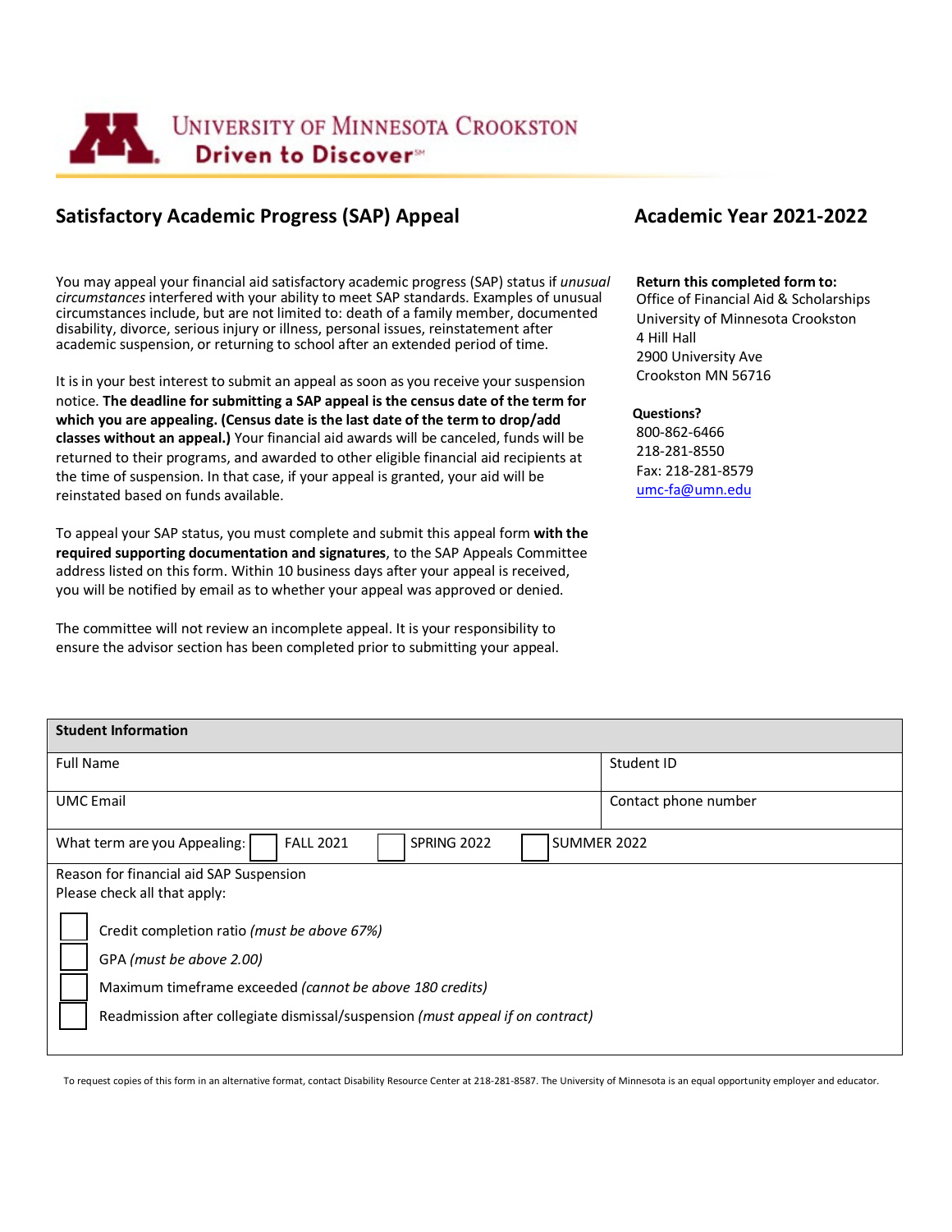University of Minnesota Crookston
Driven to Discover℠

## Satisfactory Academic Progress (SAP) Appeal

## Academic Year 2021-2022

You may appeal your financial aid satisfactory academic progress (SAP) status if *unusual circumstances* interfered with your ability to meet SAP standards. Examples of unusual circumstances include, but are not limited to: death of a family member, documented disability, divorce, serious injury or illness, personal issues, reinstatement after academic suspension, or returning to school after an extended period of time.

It is in your best interest to submit an appeal as soon as you receive your suspension notice. **The deadline for submitting a SAP appeal is the census date of the term for which you are appealing. (Census date is the last date of the term to drop/add classes without an appeal.)** Your financial awards will be canceled, funds will be returned to their programs, and awarded to other eligible financial aid recipients at the time of suspension. In that case, if your appeal is granted, your aid will be reinstated based on funds available.

To appeal your SAP status, you must complete and submit this appeal form **with the required supporting documentation and signatures**, to the SAP Appeals Committee address listed on this form. Within 10 business days after your appeal is received, you will be notified by email as to whether your appeal was approved or denied.

The committee will not review an incomplete appeal. It is your responsibility to ensure the advisor section has been completed prior to submitting your appeal.

**Return this completed form to:**
Office of Financial Aid & Scholarships
University of Minnesota Crookston
4 Hill Hall
2900 University Ave
Crookston MN 56716

**Questions?**
800-862-6466
218-281-8550
Fax: 218-281-8579
umc-fa@umn.edu

| Student Information | |
|---|---|
| Full Name | Student ID |
| UMC Email | Contact phone number |
| What term are you Appealing: ☐ FALL 2021 ☐ SPRING 2022 ☐ SUMMER 2022 | |

Reason for financial aid SAP Suspension
Please check all that apply:

- ☐ Credit completion ratio *(must be above 67%)*
- ☐ GPA *(must be above 2.00)*
- ☐ Maximum timeframe exceeded *(cannot be above 180 credits)*
- ☐ Readmission after collegiate dismissal/suspension *(must appeal if on contract)*

To request copies of this form in an alternative format, contact Disability Resource Center at 218-281-8587. The University of Minnesota is an equal opportunity employer and educator.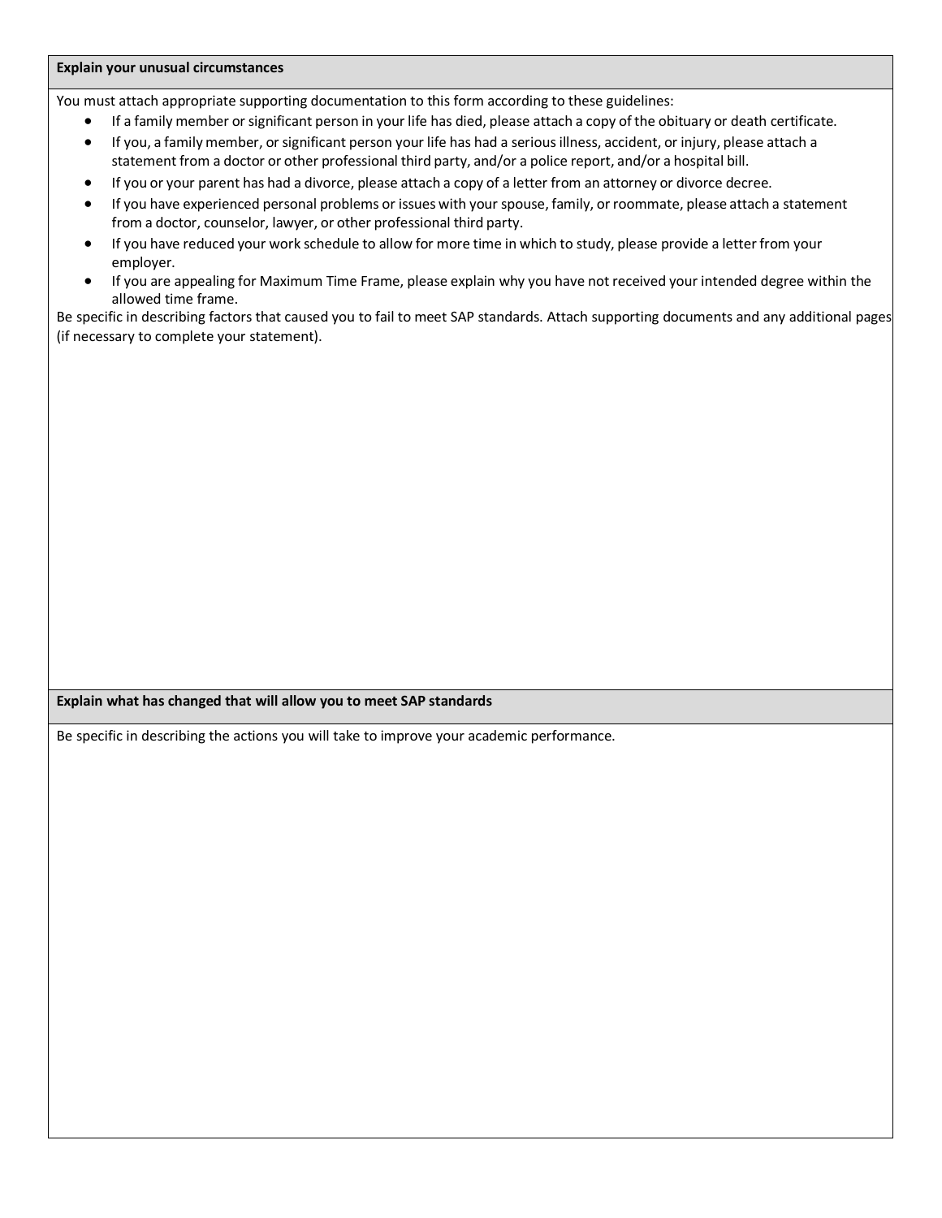**Explain your unusual circumstances**

You must attach appropriate supporting documentation to this form according to these guidelines:

- If a family member or significant person in your life has died, please attach a copy of the obituary or death certificate.
- If you, a family member, or significant person your life has had a serious illness, accident, or injury, please attach a statement from a doctor or other professional third party, and/or a police report, and/or a hospital bill.
- If you or your parent has had a divorce, please attach a copy of a letter from an attorney or divorce decree.
- If you have experienced personal problems or issues with your spouse, family, or roommate, please attach a statement from a doctor, counselor, lawyer, or other professional third party.
- If you have reduced your work schedule to allow for more time in which to study, please provide a letter from your employer.
- If you are appealing for Maximum Time Frame, please explain why you have not received your intended degree within the allowed time frame.

Be specific in describing factors that caused you to fail to meet SAP standards. Attach supporting documents and any additional pages (if necessary to complete your statement).

**Explain what has changed that will allow you to meet SAP standards**

Be specific in describing the actions you will take to improve your academic performance.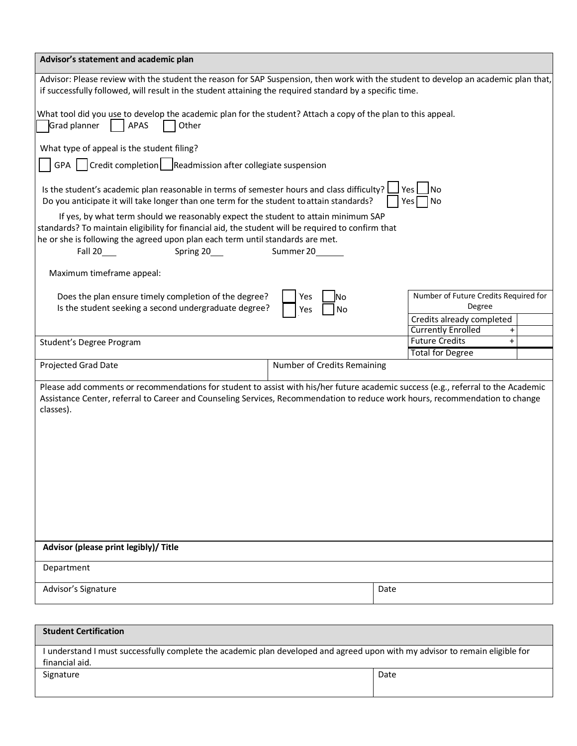## Advisor's statement and academic plan

Advisor: Please review with the student the reason for SAP Suspension, then work with the student to develop an academic plan that, if successfully followed, will result in the student attaining the required standard by a specific time.

What tool did you use to develop the academic plan for the student? Attach a copy of the plan to this appeal.

☐ Grad planner ☐ APAS ☐ Other

What type of appeal is the student filing?

☐ GPA ☐ Credit completion ☐ Readmission after collegiate suspension

Is the student's academic plan reasonable in terms of semester hours and class difficulty? ☐ Yes ☐ No

Do you anticipate it will take longer than one term for the student to attain standards? ☐ Yes ☐ No

If yes, by what term should we reasonably expect the student to attain minimum SAP standards? To maintain eligibility for financial aid, the student will be required to confirm that he or she is following the agreed upon plan each term until standards are met.

Fall 20___ Spring 20___ Summer 20______

Maximum timeframe appeal:

Does the plan ensure timely completion of the degree? ☐ Yes ☐ No

Is the student seeking a second undergraduate degree? ☐ Yes ☐ No

| Number of Future Credits Required for Degree | |
|---|---|
| Credits already completed | |
| Currently Enrolled + | |
| Future Credits + | |
| Total for Degree | |

| | |
|---|---|
| Student's Degree Program | |
| Projected Grad Date | Number of Credits Remaining |

Please add comments or recommendations for student to assist with his/her future academic success (e.g., referral to the Academic Assistance Center, referral to Career and Counseling Services, Recommendation to reduce work hours, recommendation to change classes).

| | |
|---|---|
| **Advisor (please print legibly)/ Title** | |
| Department | |
| Advisor's Signature | Date |

## Student Certification

I understand I must successfully complete the academic plan developed and agreed upon with my advisor to remain eligible for financial aid.

| | |
|---|---|
| Signature | Date |